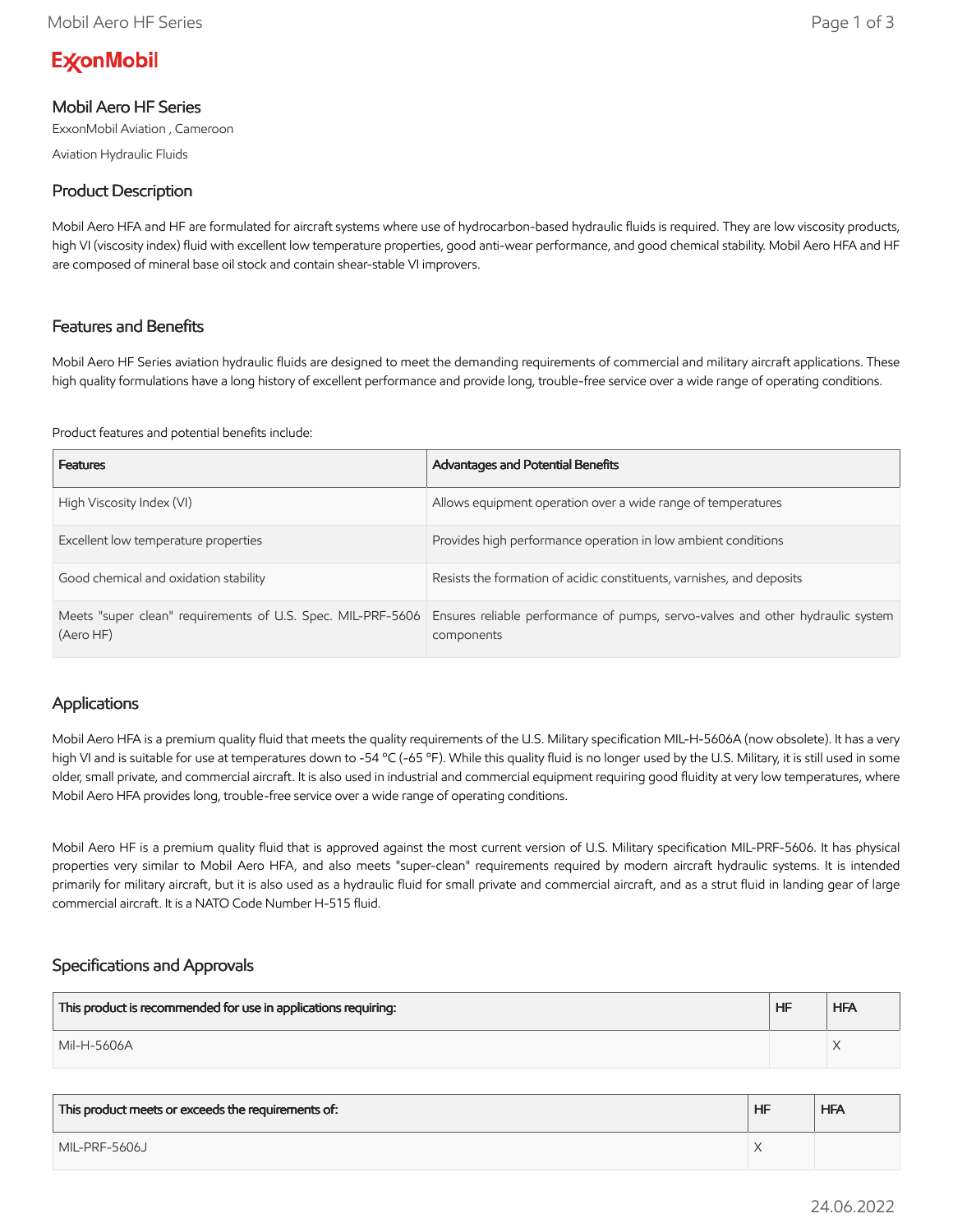ExxonMobil

# Mobil Aero HF Series

ExxonMobil Aviation , Cameroon

Aviation Hydraulic Fluids

## Product Description

Mobil Aero HFA and HF are formulated for aircraft systems where use of hydrocarbon-based hydraulic fluids is required. They are low viscosity products, high VI (viscosity index) fluid with excellent low temperature properties, good anti-wear performance, and good chemical stability. Mobil Aero HFA and HF are composed of mineral base oil stock and contain shear-stable VI improvers.

## Features and Benefits

Mobil Aero HF Series aviation hydraulic fluids are designed to meet the demanding requirements of commercial and military aircraft applications. These high quality formulations have a long history of excellent performance and provide long, trouble-free service over a wide range of operating conditions.

Product features and potential benefits include:

| Features | Advantages and Potential Benefits |
|---|---|
| High Viscosity Index (VI) | Allows equipment operation over a wide range of temperatures |
| Excellent low temperature properties | Provides high performance operation in low ambient conditions |
| Good chemical and oxidation stability | Resists the formation of acidic constituents, varnishes, and deposits |
| Meets "super clean" requirements of U.S. Spec. MIL-PRF-5606 (Aero HF) | Ensures reliable performance of pumps, servo-valves and other hydraulic system components |

## Applications

Mobil Aero HFA is a premium quality fluid that meets the quality requirements of the U.S. Military specification MIL-H-5606A (now obsolete). It has a very high VI and is suitable for use at temperatures down to -54 °C (-65 °F). While this quality fluid is no longer used by the U.S. Military, it is still used in some older, small private, and commercial aircraft. It is also used in industrial and commercial equipment requiring good fluidity at very low temperatures, where Mobil Aero HFA provides long, trouble-free service over a wide range of operating conditions.

Mobil Aero HF is a premium quality fluid that is approved against the most current version of U.S. Military specification MIL-PRF-5606. It has physical properties very similar to Mobil Aero HFA, and also meets "super-clean" requirements required by modern aircraft hydraulic systems. It is intended primarily for military aircraft, but it is also used as a hydraulic fluid for small private and commercial aircraft, and as a strut fluid in landing gear of large commercial aircraft. It is a NATO Code Number H-515 fluid.

## Specifications and Approvals

| This product is recommended for use in applications requiring: | HF | HFA |
|---|---|---|
| Mil-H-5606A | | X |

| This product meets or exceeds the requirements of: | HF | HFA |
|---|---|---|
| MIL-PRF-5606J | X | |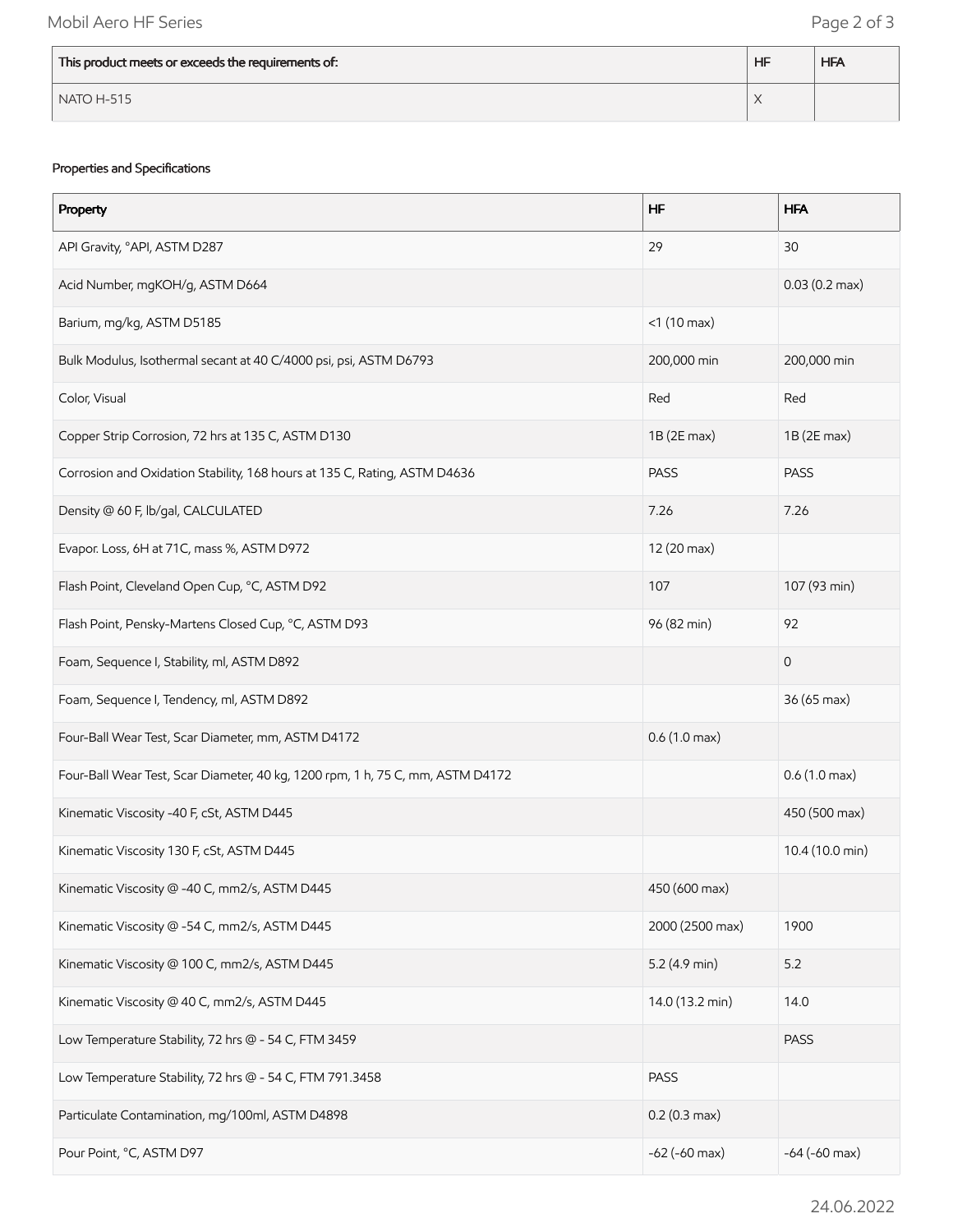| This product meets or exceeds the requirements of: | HF | HFA |
| --- | --- | --- |
| NATO H-515 | X | |

Properties and Specifications

| Property | HF | HFA |
| --- | --- | --- |
| API Gravity, °API, ASTM D287 | 29 | 30 |
| Acid Number, mgKOH/g, ASTM D664 | | 0.03 (0.2 max) |
| Barium, mg/kg, ASTM D5185 | <1 (10 max) | |
| Bulk Modulus, Isothermal secant at 40 C/4000 psi, psi, ASTM D6793 | 200,000 min | 200,000 min |
| Color, Visual | Red | Red |
| Copper Strip Corrosion, 72 hrs at 135 C, ASTM D130 | 1B (2E max) | 1B (2E max) |
| Corrosion and Oxidation Stability, 168 hours at 135 C, Rating, ASTM D4636 | PASS | PASS |
| Density @ 60 F, lb/gal, CALCULATED | 7.26 | 7.26 |
| Evapor. Loss, 6H at 71C, mass %, ASTM D972 | 12 (20 max) | |
| Flash Point, Cleveland Open Cup, °C, ASTM D92 | 107 | 107 (93 min) |
| Flash Point, Pensky-Martens Closed Cup, °C, ASTM D93 | 96 (82 min) | 92 |
| Foam, Sequence I, Stability, ml, ASTM D892 | | 0 |
| Foam, Sequence I, Tendency, ml, ASTM D892 | | 36 (65 max) |
| Four-Ball Wear Test, Scar Diameter, mm, ASTM D4172 | 0.6 (1.0 max) | |
| Four-Ball Wear Test, Scar Diameter, 40 kg, 1200 rpm, 1 h, 75 C, mm, ASTM D4172 | | 0.6 (1.0 max) |
| Kinematic Viscosity -40 F, cSt, ASTM D445 | | 450 (500 max) |
| Kinematic Viscosity 130 F, cSt, ASTM D445 | | 10.4 (10.0 min) |
| Kinematic Viscosity @ -40 C, mm2/s, ASTM D445 | 450 (600 max) | |
| Kinematic Viscosity @ -54 C, mm2/s, ASTM D445 | 2000 (2500 max) | 1900 |
| Kinematic Viscosity @ 100 C, mm2/s, ASTM D445 | 5.2 (4.9 min) | 5.2 |
| Kinematic Viscosity @ 40 C, mm2/s, ASTM D445 | 14.0 (13.2 min) | 14.0 |
| Low Temperature Stability, 72 hrs @ - 54 C, FTM 3459 | | PASS |
| Low Temperature Stability, 72 hrs @ - 54 C, FTM 791.3458 | PASS | |
| Particulate Contamination, mg/100ml, ASTM D4898 | 0.2 (0.3 max) | |
| Pour Point, °C, ASTM D97 | -62 (-60 max) | -64 (-60 max) |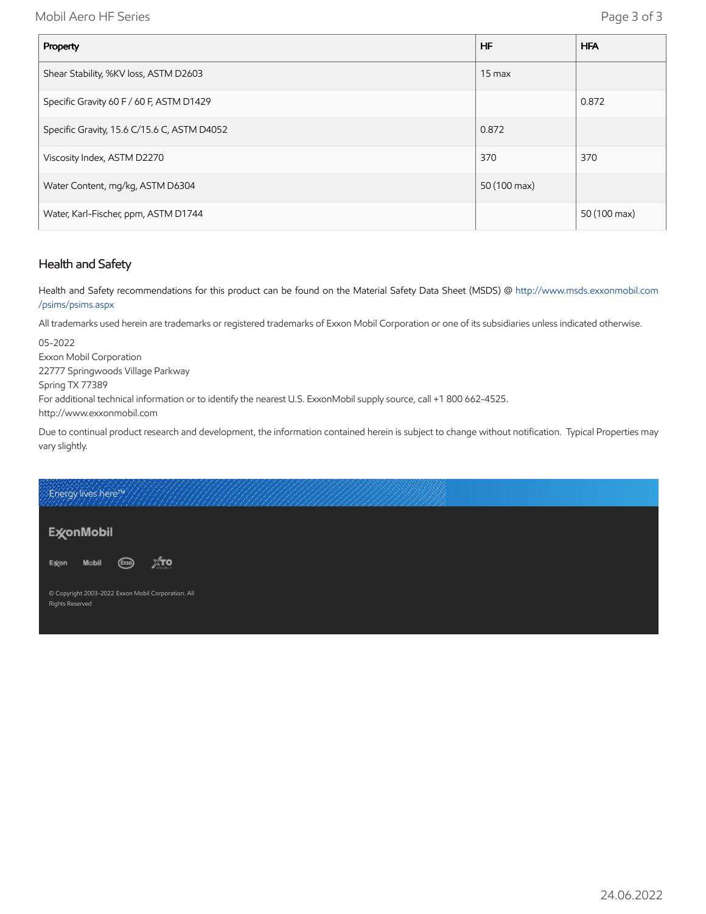| Property | HF | HFA |
|---|---|---|
| Shear Stability, %KV loss, ASTM D2603 | 15 max | |
| Specific Gravity 60 F / 60 F, ASTM D1429 | | 0.872 |
| Specific Gravity, 15.6 C/15.6 C, ASTM D4052 | 0.872 | |
| Viscosity Index, ASTM D2270 | 370 | 370 |
| Water Content, mg/kg, ASTM D6304 | 50 (100 max) | |
| Water, Karl-Fischer, ppm, ASTM D1744 | | 50 (100 max) |

## Health and Safety

Health and Safety recommendations for this product can be found on the Material Safety Data Sheet (MSDS) @ http://www.msds.exxonmobil.com/psims/psims.aspx

All trademarks used herein are trademarks or registered trademarks of Exxon Mobil Corporation or one of its subsidiaries unless indicated otherwise.

05-2022
Exxon Mobil Corporation
22777 Springwoods Village Parkway
Spring TX 77389
For additional technical information or to identify the nearest U.S. ExxonMobil supply source, call +1 800 662-4525.
http://www.exxonmobil.com

Due to continual product research and development, the information contained herein is subject to change without notification. Typical Properties may vary slightly.

Energy lives here™

ExxonMobil

Exxon Mobil Esso XTO

© Copyright 2003-2022 Exxon Mobil Corporation. All Rights Reserved